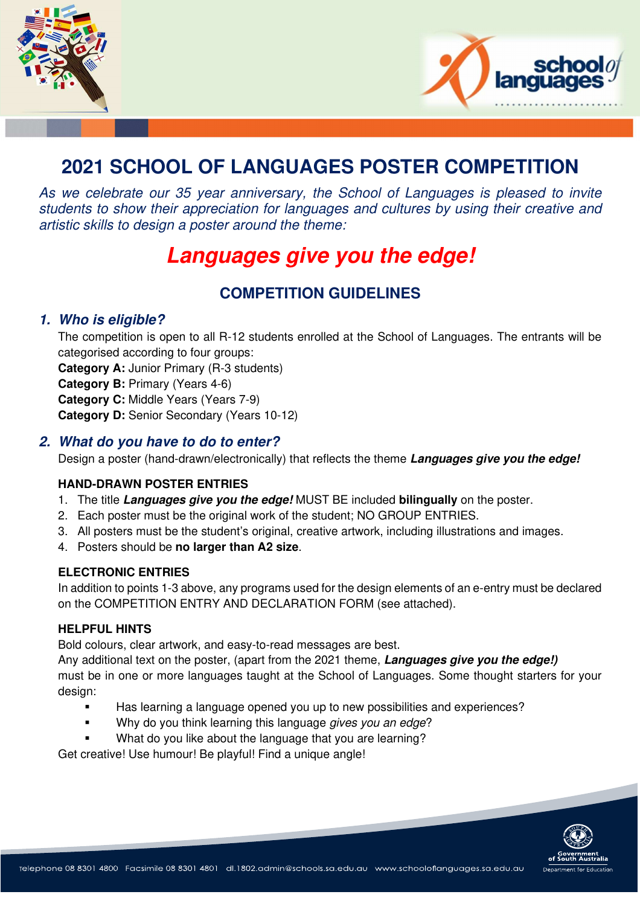# 2021 SCHOOL OF LANGUAGES POSTER COMPETITION

*As we celebrate our 35 year anniversary, the School of Languages is pleased to invite students to show their appreciation for languages and cultures by using their creative and artistic skills to design a poster around the theme:*

## *Languages give you the edge!*

## COMPETITION GUIDELINES

### 1. *Who is eligible?*

The competition is open to all R-12 students enrolled at the School of Languages. The entrants will be categorised according to four groups:

**Category A:** Junior Primary (R-3 students)
**Category B:** Primary (Years 4-6)
**Category C:** Middle Years (Years 7-9)
**Category D:** Senior Secondary (Years 10-12)

### 2. *What do you have to do to enter?*

Design a poster (hand-drawn/electronically) that reflects the theme ***Languages give you the edge!***

**HAND-DRAWN POSTER ENTRIES**

1. The title ***Languages give you the edge!*** MUST BE included **bilingually** on the poster.
2. Each poster must be the original work of the student; NO GROUP ENTRIES.
3. All posters must be the student's original, creative artwork, including illustrations and images.
4. Posters should be **no larger than A2 size**.

**ELECTRONIC ENTRIES**

In addition to points 1-3 above, any programs used for the design elements of an e-entry must be declared on the COMPETITION ENTRY AND DECLARATION FORM (see attached).

**HELPFUL HINTS**

Bold colours, clear artwork, and easy-to-read messages are best.
Any additional text on the poster, (apart from the 2021 theme, ***Languages give you the edge!)*** must be in one or more languages taught at the School of Languages. Some thought starters for your design:

- Has learning a language opened you up to new possibilities and experiences?
- Why do you think learning this language *gives you an edge*?
- What do you like about the language that you are learning?

Get creative! Use humour! Be playful! Find a unique angle!

Telephone 08 8301 4800 Facsimile 08 8301 4801 dl.1802.admin@schools.sa.edu.au www.schooloflanguages.sa.edu.au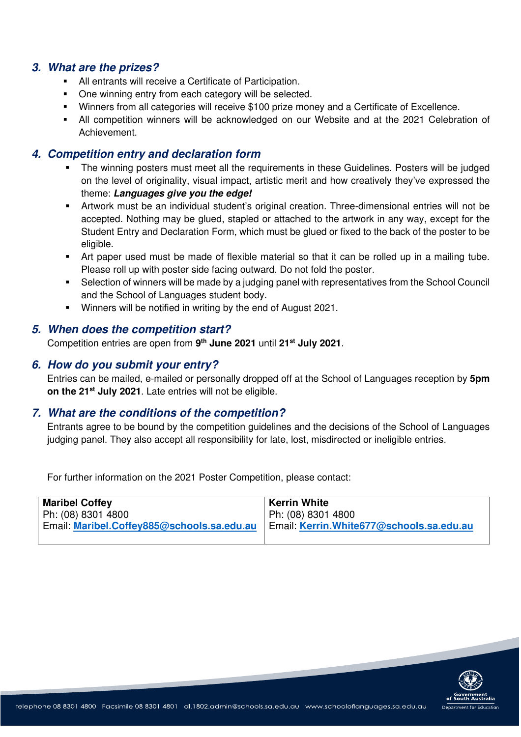## 3. What are the prizes?

- All entrants will receive a Certificate of Participation.
- One winning entry from each category will be selected.
- Winners from all categories will receive $100 prize money and a Certificate of Excellence.
- All competition winners will be acknowledged on our Website and at the 2021 Celebration of Achievement.

## 4. Competition entry and declaration form

- The winning posters must meet all the requirements in these Guidelines. Posters will be judged on the level of originality, visual impact, artistic merit and how creatively they've expressed the theme: ***Languages give you the edge!***
- Artwork must be an individual student's original creation. Three-dimensional entries will not be accepted. Nothing may be glued, stapled or attached to the artwork in any way, except for the Student Entry and Declaration Form, which must be glued or fixed to the back of the poster to be eligible.
- Art paper used must be made of flexible material so that it can be rolled up in a mailing tube. Please roll up with poster side facing outward. Do not fold the poster.
- Selection of winners will be made by a judging panel with representatives from the School Council and the School of Languages student body.
- Winners will be notified in writing by the end of August 2021.

## 5. When does the competition start?

Competition entries are open from **9th June 2021** until **21st July 2021**.

## 6. How do you submit your entry?

Entries can be mailed, e-mailed or personally dropped off at the School of Languages reception by **5pm on the 21st July 2021**. Late entries will not be eligible.

## 7. What are the conditions of the competition?

Entrants agree to be bound by the competition guidelines and the decisions of the School of Languages judging panel. They also accept all responsibility for late, lost, misdirected or ineligible entries.

For further information on the 2021 Poster Competition, please contact:

| | |
|---|---|
| **Maribel Coffey**<br>Ph: (08) 8301 4800<br>Email: **Maribel.Coffey885@schools.sa.edu.au** | **Kerrin White**<br>Ph: (08) 8301 4800<br>Email: **Kerrin.White677@schools.sa.edu.au** |